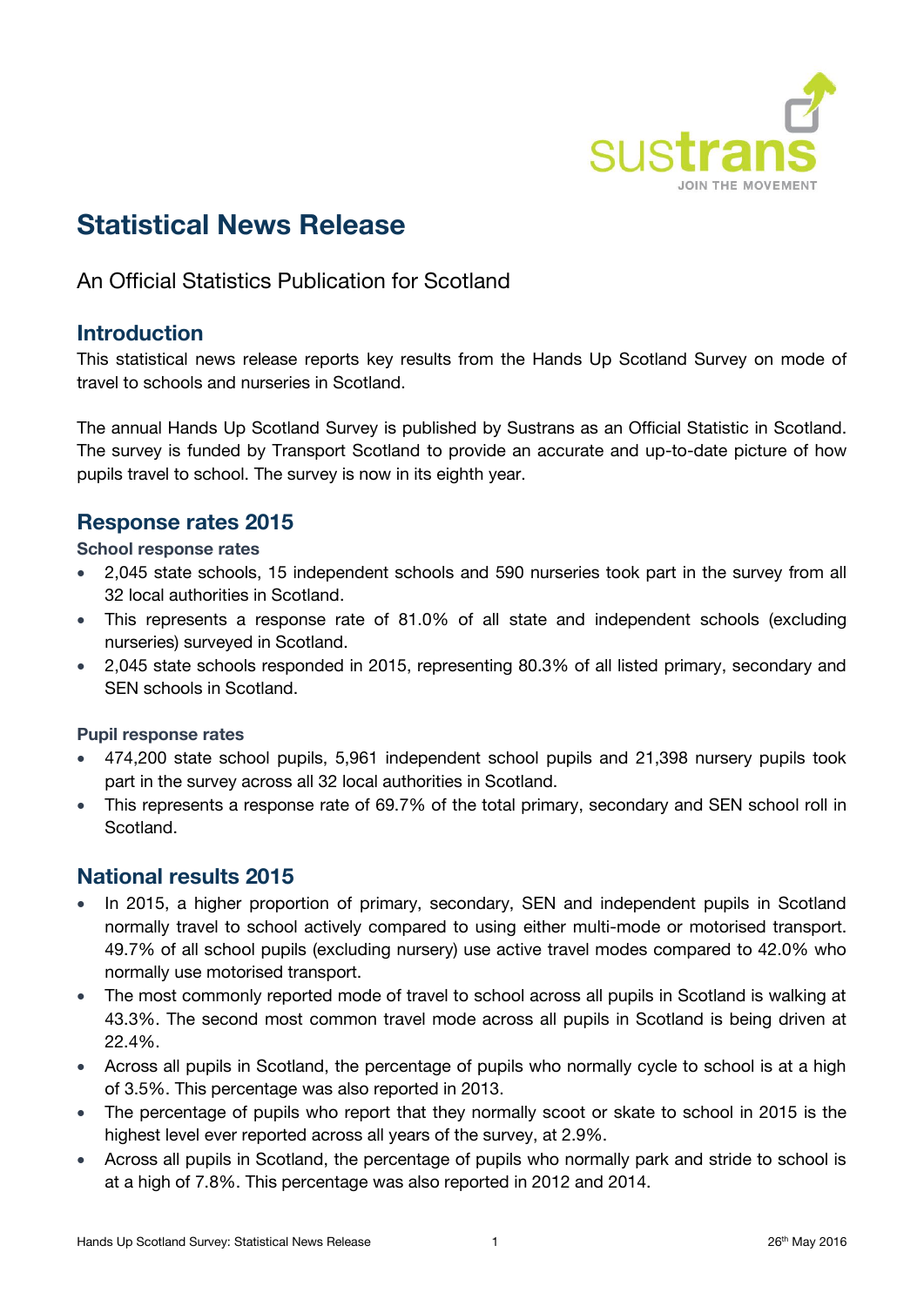# Statistical News Release

An Official Statistics Publication for Scotland

## Introduction

This statistical news release reports key results from the Hands Up Scotland Survey on mode of travel to schools and nurseries in Scotland.

The annual Hands Up Scotland Survey is published by Sustrans as an Official Statistic in Scotland. The survey is funded by Transport Scotland to provide an accurate and up-to-date picture of how pupils travel to school. The survey is now in its eighth year.

## Response rates 2015

### School response rates

- 2,045 state schools, 15 independent schools and 590 nurseries took part in the survey from all 32 local authorities in Scotland.
- This represents a response rate of 81.0% of all state and independent schools (excluding nurseries) surveyed in Scotland.
- 2,045 state schools responded in 2015, representing 80.3% of all listed primary, secondary and SEN schools in Scotland.

### Pupil response rates

- 474,200 state school pupils, 5,961 independent school pupils and 21,398 nursery pupils took part in the survey across all 32 local authorities in Scotland.
- This represents a response rate of 69.7% of the total primary, secondary and SEN school roll in Scotland.

## National results 2015

- In 2015, a higher proportion of primary, secondary, SEN and independent pupils in Scotland normally travel to school actively compared to using either multi-mode or motorised transport. 49.7% of all school pupils (excluding nursery) use active travel modes compared to 42.0% who normally use motorised transport.
- The most commonly reported mode of travel to school across all pupils in Scotland is walking at 43.3%. The second most common travel mode across all pupils in Scotland is being driven at 22.4%.
- Across all pupils in Scotland, the percentage of pupils who normally cycle to school is at a high of 3.5%. This percentage was also reported in 2013.
- The percentage of pupils who report that they normally scoot or skate to school in 2015 is the highest level ever reported across all years of the survey, at 2.9%.
- Across all pupils in Scotland, the percentage of pupils who normally park and stride to school is at a high of 7.8%. This percentage was also reported in 2012 and 2014.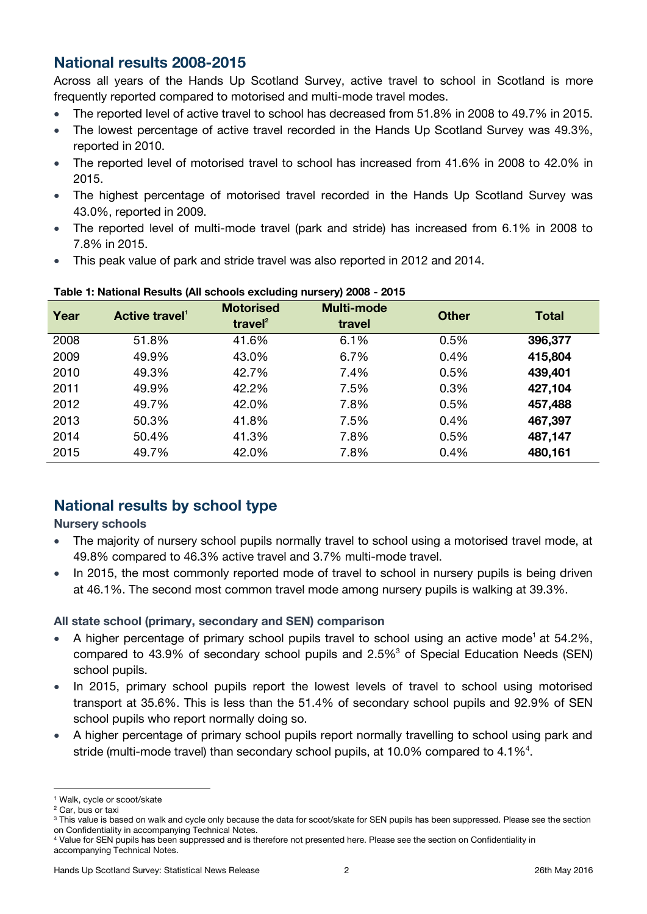## National results 2008-2015

Across all years of the Hands Up Scotland Survey, active travel to school in Scotland is more frequently reported compared to motorised and multi-mode travel modes.

- The reported level of active travel to school has decreased from 51.8% in 2008 to 49.7% in 2015.
- The lowest percentage of active travel recorded in the Hands Up Scotland Survey was 49.3%, reported in 2010.
- The reported level of motorised travel to school has increased from 41.6% in 2008 to 42.0% in 2015.
- The highest percentage of motorised travel recorded in the Hands Up Scotland Survey was 43.0%, reported in 2009.
- The reported level of multi-mode travel (park and stride) has increased from 6.1% in 2008 to 7.8% in 2015.
- This peak value of park and stride travel was also reported in 2012 and 2014.

**Table 1: National Results (All schools excluding nursery) 2008 - 2015**

| Year | Active travel[1] | Motorised travel[2] | Multi-mode travel | Other | Total |
|---|---|---|---|---|---|
| 2008 | 51.8% | 41.6% | 6.1% | 0.5% | **396,377** |
| 2009 | 49.9% | 43.0% | 6.7% | 0.4% | **415,804** |
| 2010 | 49.3% | 42.7% | 7.4% | 0.5% | **439,401** |
| 2011 | 49.9% | 42.2% | 7.5% | 0.3% | **427,104** |
| 2012 | 49.7% | 42.0% | 7.8% | 0.5% | **457,488** |
| 2013 | 50.3% | 41.8% | 7.5% | 0.4% | **467,397** |
| 2014 | 50.4% | 41.3% | 7.8% | 0.5% | **487,147** |
| 2015 | 49.7% | 42.0% | 7.8% | 0.4% | **480,161** |

## National results by school type

### Nursery schools

- The majority of nursery school pupils normally travel to school using a motorised travel mode, at 49.8% compared to 46.3% active travel and 3.7% multi-mode travel.
- In 2015, the most commonly reported mode of travel to school in nursery pupils is being driven at 46.1%. The second most common travel mode among nursery pupils is walking at 39.3%.

### All state school (primary, secondary and SEN) comparison

- A higher percentage of primary school pupils travel to school using an active mode[1] at 54.2%, compared to 43.9% of secondary school pupils and 2.5%[3] of Special Education Needs (SEN) school pupils.
- In 2015, primary school pupils report the lowest levels of travel to school using motorised transport at 35.6%. This is less than the 51.4% of secondary school pupils and 92.9% of SEN school pupils who report normally doing so.
- A higher percentage of primary school pupils report normally travelling to school using park and stride (multi-mode travel) than secondary school pupils, at 10.0% compared to 4.1%[4].

---

[1] Walk, cycle or scoot/skate

[2] Car, bus or taxi

[3] This value is based on walk and cycle only because the data for scoot/skate for SEN pupils has been suppressed. Please see the section on Confidentiality in accompanying Technical Notes.

[4] Value for SEN pupils has been suppressed and is therefore not presented here. Please see the section on Confidentiality in accompanying Technical Notes.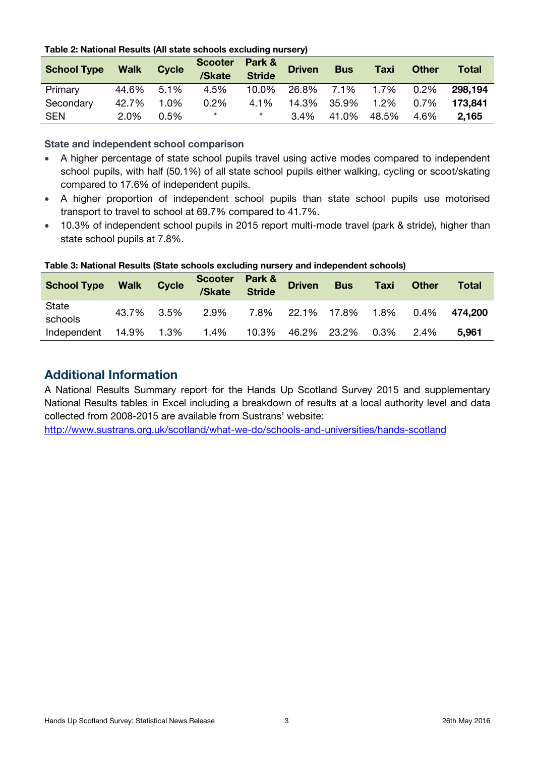**Table 2: National Results (All state schools excluding nursery)**

| School Type | Walk | Cycle | Scooter /Skate | Park & Stride | Driven | Bus | Taxi | Other | Total |
|---|---|---|---|---|---|---|---|---|---|
| Primary | 44.6% | 5.1% | 4.5% | 10.0% | 26.8% | 7.1% | 1.7% | 0.2% | **298,194** |
| Secondary | 42.7% | 1.0% | 0.2% | 4.1% | 14.3% | 35.9% | 1.2% | 0.7% | **173,841** |
| SEN | 2.0% | 0.5% | * | * | 3.4% | 41.0% | 48.5% | 4.6% | **2,165** |

### State and independent school comparison

- A higher percentage of state school pupils travel using active modes compared to independent school pupils, with half (50.1%) of all state school pupils either walking, cycling or scoot/skating compared to 17.6% of independent pupils.
- A higher proportion of independent school pupils than state school pupils use motorised transport to travel to school at 69.7% compared to 41.7%.
- 10.3% of independent school pupils in 2015 report multi-mode travel (park & stride), higher than state school pupils at 7.8%.

**Table 3: National Results (State schools excluding nursery and independent schools)**

| School Type | Walk | Cycle | Scooter /Skate | Park & Stride | Driven | Bus | Taxi | Other | Total |
|---|---|---|---|---|---|---|---|---|---|
| State schools | 43.7% | 3.5% | 2.9% | 7.8% | 22.1% | 17.8% | 1.8% | 0.4% | **474,200** |
| Independent | 14.9% | 1.3% | 1.4% | 10.3% | 46.2% | 23.2% | 0.3% | 2.4% | **5,961** |

## Additional Information

A National Results Summary report for the Hands Up Scotland Survey 2015 and supplementary National Results tables in Excel including a breakdown of results at a local authority level and data collected from 2008-2015 are available from Sustrans' website:
http://www.sustrans.org.uk/scotland/what-we-do/schools-and-universities/hands-scotland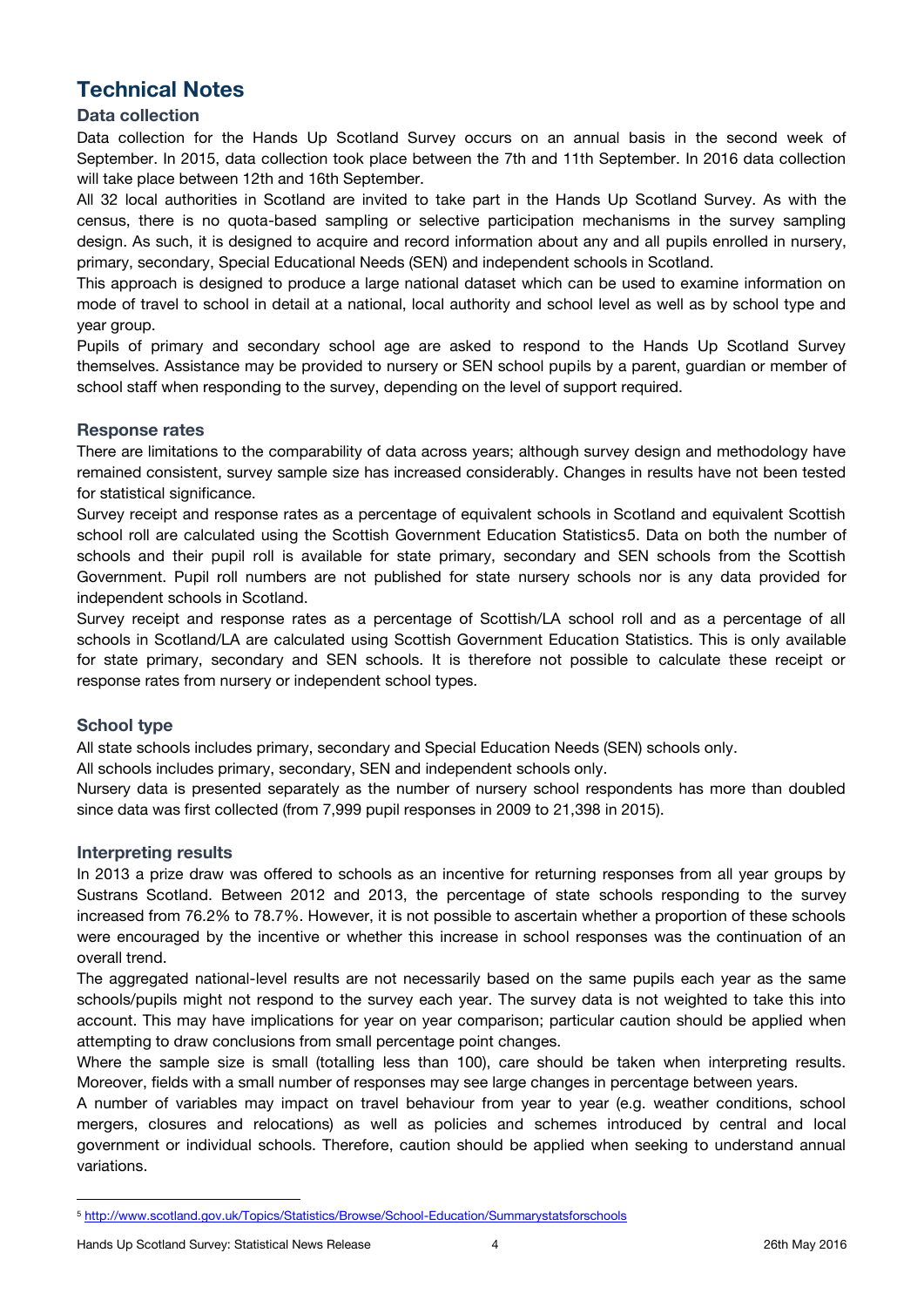# Technical Notes

## Data collection

Data collection for the Hands Up Scotland Survey occurs on an annual basis in the second week of September. In 2015, data collection took place between the 7th and 11th September. In 2016 data collection will take place between 12th and 16th September.

All 32 local authorities in Scotland are invited to take part in the Hands Up Scotland Survey. As with the census, there is no quota-based sampling or selective participation mechanisms in the survey sampling design. As such, it is designed to acquire and record information about any and all pupils enrolled in nursery, primary, secondary, Special Educational Needs (SEN) and independent schools in Scotland.

This approach is designed to produce a large national dataset which can be used to examine information on mode of travel to school in detail at a national, local authority and school level as well as by school type and year group.

Pupils of primary and secondary school age are asked to respond to the Hands Up Scotland Survey themselves. Assistance may be provided to nursery or SEN school pupils by a parent, guardian or member of school staff when responding to the survey, depending on the level of support required.

## Response rates

There are limitations to the comparability of data across years; although survey design and methodology have remained consistent, survey sample size has increased considerably. Changes in results have not been tested for statistical significance.

Survey receipt and response rates as a percentage of equivalent schools in Scotland and equivalent Scottish school roll are calculated using the Scottish Government Education Statistics[5]. Data on both the number of schools and their pupil roll is available for state primary, secondary and SEN schools from the Scottish Government. Pupil roll numbers are not published for state nursery schools nor is any data provided for independent schools in Scotland.

Survey receipt and response rates as a percentage of Scottish/LA school roll and as a percentage of all schools in Scotland/LA are calculated using Scottish Government Education Statistics. This is only available for state primary, secondary and SEN schools. It is therefore not possible to calculate these receipt or response rates from nursery or independent school types.

## School type

All state schools includes primary, secondary and Special Education Needs (SEN) schools only.

All schools includes primary, secondary, SEN and independent schools only.

Nursery data is presented separately as the number of nursery school respondents has more than doubled since data was first collected (from 7,999 pupil responses in 2009 to 21,398 in 2015).

## Interpreting results

In 2013 a prize draw was offered to schools as an incentive for returning responses from all year groups by Sustrans Scotland. Between 2012 and 2013, the percentage of state schools responding to the survey increased from 76.2% to 78.7%. However, it is not possible to ascertain whether a proportion of these schools were encouraged by the incentive or whether this increase in school responses was the continuation of an overall trend.

The aggregated national-level results are not necessarily based on the same pupils each year as the same schools/pupils might not respond to the survey each year. The survey data is not weighted to take this into account. This may have implications for year on year comparison; particular caution should be applied when attempting to draw conclusions from small percentage point changes.

Where the sample size is small (totalling less than 100), care should be taken when interpreting results. Moreover, fields with a small number of responses may see large changes in percentage between years.

A number of variables may impact on travel behaviour from year to year (e.g. weather conditions, school mergers, closures and relocations) as well as policies and schemes introduced by central and local government or individual schools. Therefore, caution should be applied when seeking to understand annual variations.

---

[5] http://www.scotland.gov.uk/Topics/Statistics/Browse/School-Education/Summarystatsforschools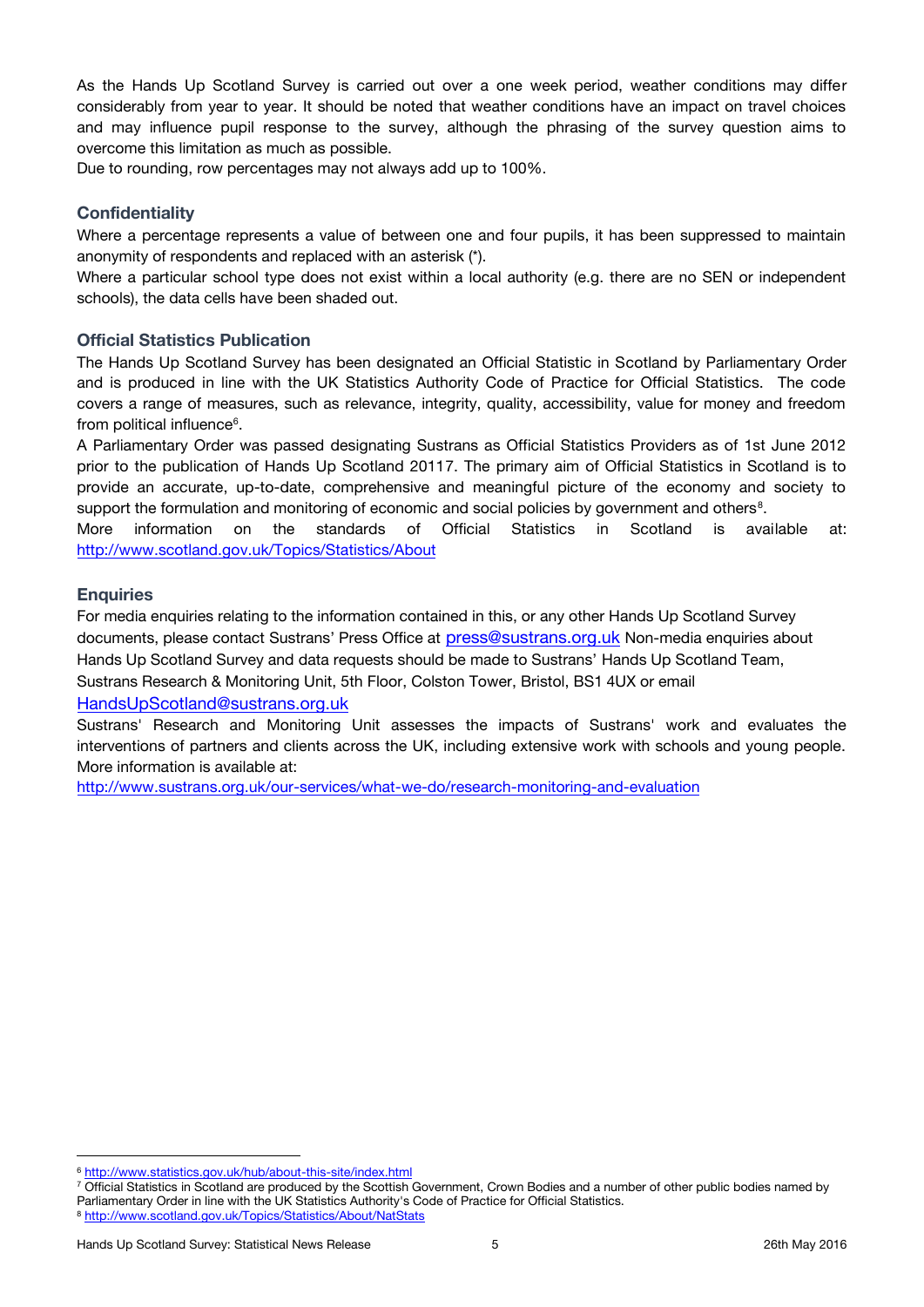As the Hands Up Scotland Survey is carried out over a one week period, weather conditions may differ considerably from year to year. It should be noted that weather conditions have an impact on travel choices and may influence pupil response to the survey, although the phrasing of the survey question aims to overcome this limitation as much as possible.

Due to rounding, row percentages may not always add up to 100%.

### Confidentiality

Where a percentage represents a value of between one and four pupils, it has been suppressed to maintain anonymity of respondents and replaced with an asterisk (*).

Where a particular school type does not exist within a local authority (e.g. there are no SEN or independent schools), the data cells have been shaded out.

### Official Statistics Publication

The Hands Up Scotland Survey has been designated an Official Statistic in Scotland by Parliamentary Order and is produced in line with the UK Statistics Authority Code of Practice for Official Statistics. The code covers a range of measures, such as relevance, integrity, quality, accessibility, value for money and freedom from political influence[6].

A Parliamentary Order was passed designating Sustrans as Official Statistics Providers as of 1st June 2012 prior to the publication of Hands Up Scotland 2011[7]. The primary aim of Official Statistics in Scotland is to provide an accurate, up-to-date, comprehensive and meaningful picture of the economy and society to support the formulation and monitoring of economic and social policies by government and others[8].

More information on the standards of Official Statistics in Scotland is available at: http://www.scotland.gov.uk/Topics/Statistics/About

### Enquiries

For media enquiries relating to the information contained in this, or any other Hands Up Scotland Survey documents, please contact Sustrans' Press Office at press@sustrans.org.uk Non-media enquiries about Hands Up Scotland Survey and data requests should be made to Sustrans' Hands Up Scotland Team, Sustrans Research & Monitoring Unit, 5th Floor, Colston Tower, Bristol, BS1 4UX or email HandsUpScotland@sustrans.org.uk

Sustrans' Research and Monitoring Unit assesses the impacts of Sustrans' work and evaluates the interventions of partners and clients across the UK, including extensive work with schools and young people. More information is available at:
http://www.sustrans.org.uk/our-services/what-we-do/research-monitoring-and-evaluation

---

[6] http://www.statistics.gov.uk/hub/about-this-site/index.html

[7] Official Statistics in Scotland are produced by the Scottish Government, Crown Bodies and a number of other public bodies named by Parliamentary Order in line with the UK Statistics Authority's Code of Practice for Official Statistics.

[8] http://www.scotland.gov.uk/Topics/Statistics/About/NatStats